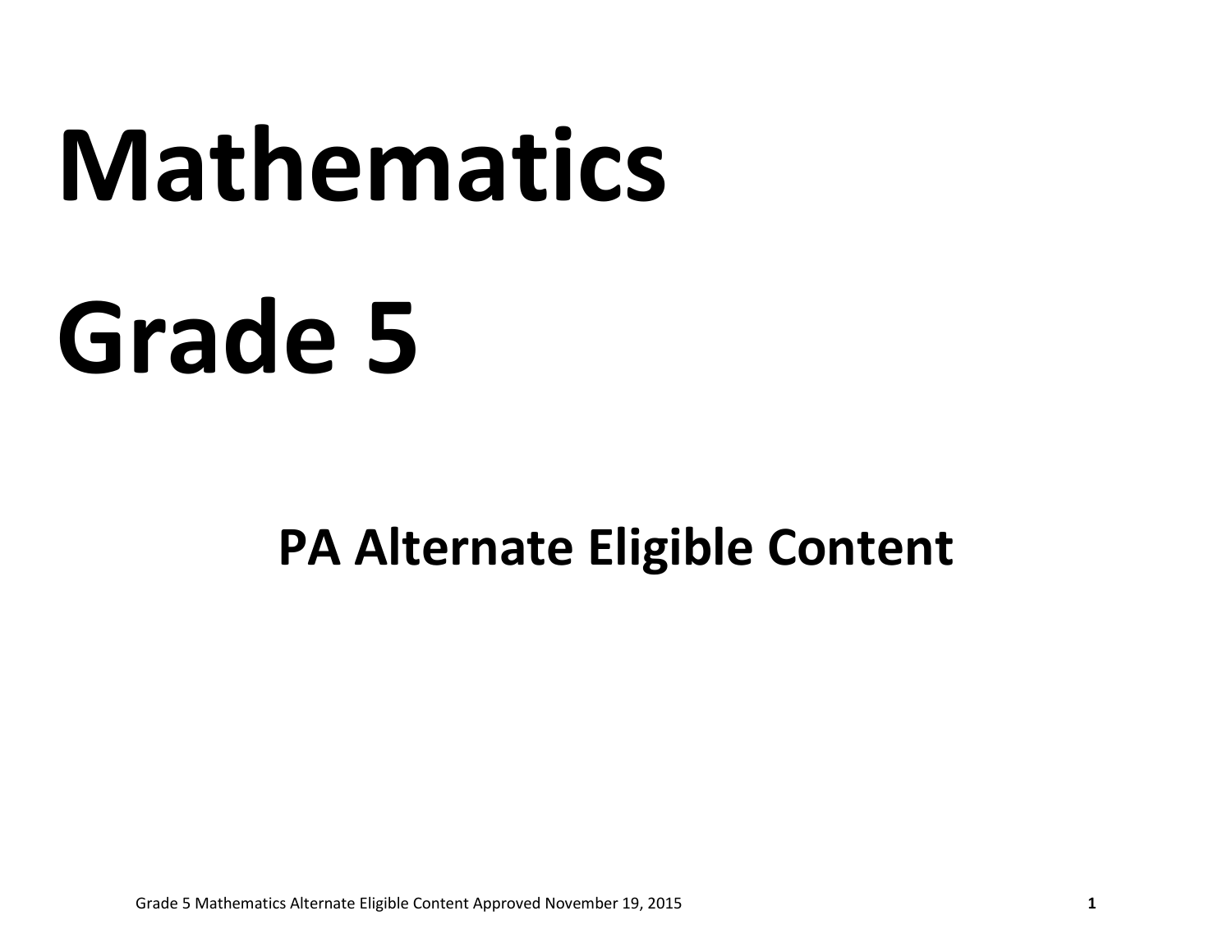# Mathematics

# Grade 5

## PA Alternate Eligible Content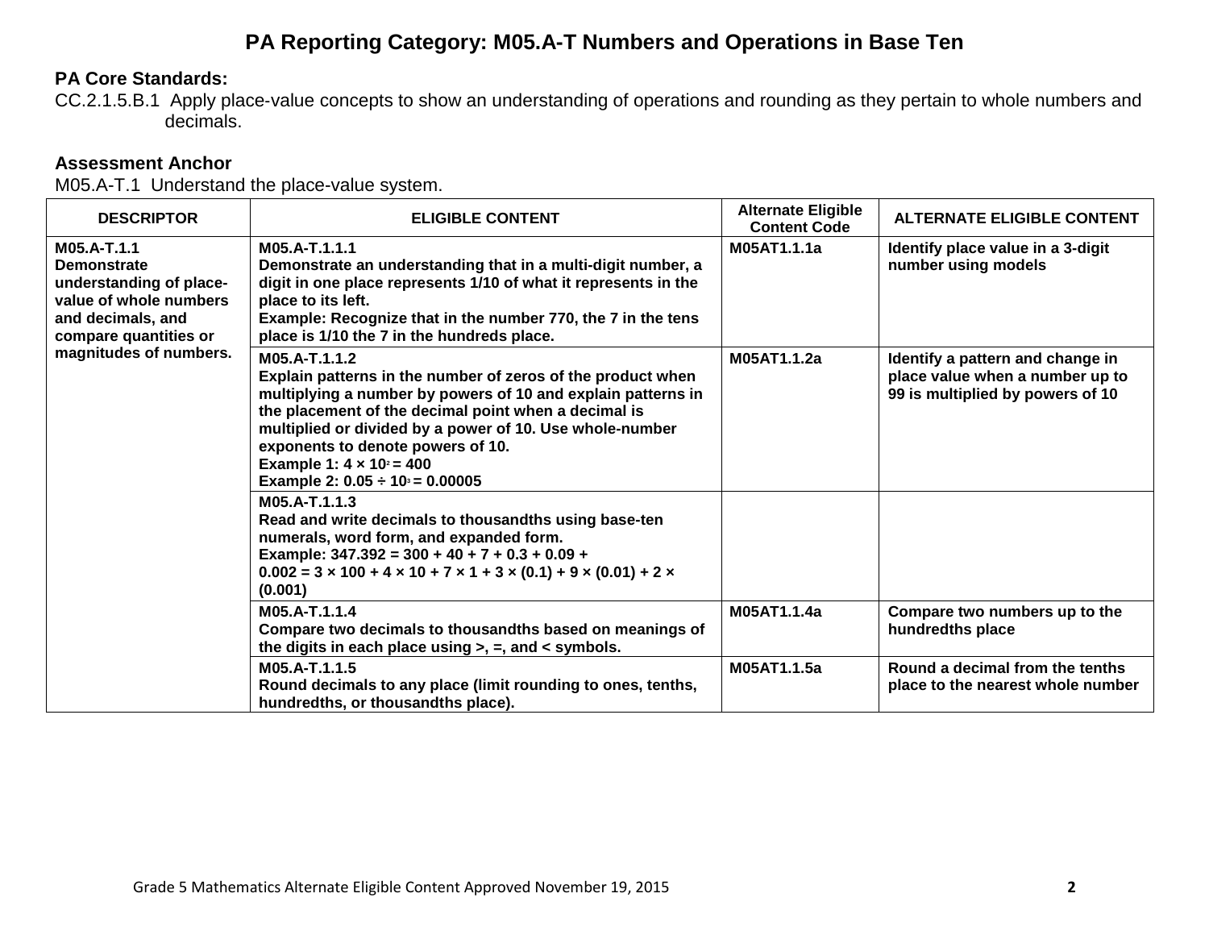# PA Reporting Category: M05.A-T Numbers and Operations in Base Ten

**PA Core Standards:**

CC.2.1.5.B.1 Apply place-value concepts to show an understanding of operations and rounding as they pertain to whole numbers and decimals.

**Assessment Anchor**

M05.A-T.1 Understand the place-value system.

| DESCRIPTOR | ELIGIBLE CONTENT | Alternate Eligible Content Code | ALTERNATE ELIGIBLE CONTENT |
|---|---|---|---|
| **M05.A-T.1.1 Demonstrate understanding of place-value of whole numbers and decimals, and compare quantities or magnitudes of numbers.** | **M05.A-T.1.1.1 Demonstrate an understanding that in a multi-digit number, a digit in one place represents 1/10 of what it represents in the place to its left. Example: Recognize that in the number 770, the 7 in the tens place is 1/10 the 7 in the hundreds place.** | **M05AT1.1.1a** | **Identify place value in a 3-digit number using models** |
| | **M05.A-T.1.1.2 Explain patterns in the number of zeros of the product when multiplying a number by powers of 10 and explain patterns in the placement of the decimal point when a decimal is multiplied or divided by a power of 10. Use whole-number exponents to denote powers of 10. Example 1: $4 \times 10^2 = 400$ Example 2: $0.05 \div 10^3 = 0.00005$** | **M05AT1.1.2a** | **Identify a pattern and change in place value when a number up to 99 is multiplied by powers of 10** |
| | **M05.A-T.1.1.3 Read and write decimals to thousandths using base-ten numerals, word form, and expanded form. Example: $347.392 = 300 + 40 + 7 + 0.3 + 0.09 + 0.002 = 3 \times 100 + 4 \times 10 + 7 \times 1 + 3 \times (0.1) + 9 \times (0.01) + 2 \times (0.001)$** | | |
| | **M05.A-T.1.1.4 Compare two decimals to thousandths based on meanings of the digits in each place using >, =, and < symbols.** | **M05AT1.1.4a** | **Compare two numbers up to the hundredths place** |
| | **M05.A-T.1.1.5 Round decimals to any place (limit rounding to ones, tenths, hundredths, or thousandths place).** | **M05AT1.1.5a** | **Round a decimal from the tenths place to the nearest whole number** |

Grade 5 Mathematics Alternate Eligible Content Approved November 19, 2015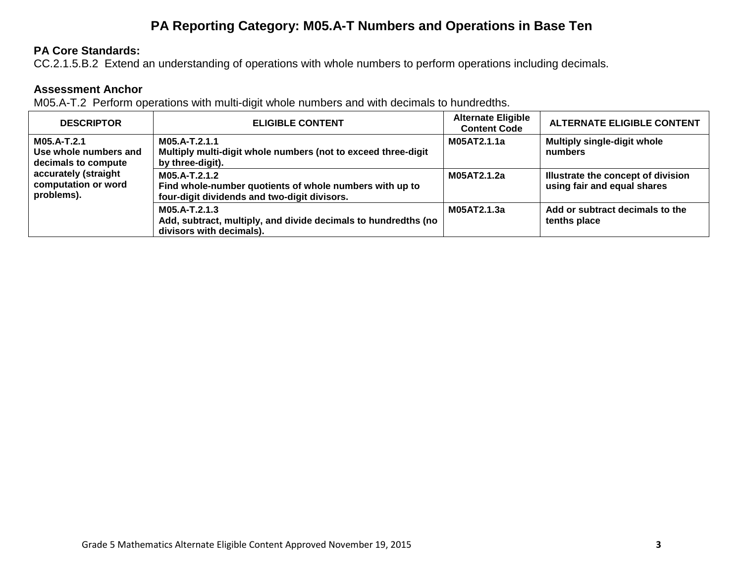# PA Reporting Category: M05.A-T Numbers and Operations in Base Ten

**PA Core Standards:**
CC.2.1.5.B.2 Extend an understanding of operations with whole numbers to perform operations including decimals.

**Assessment Anchor**
M05.A-T.2 Perform operations with multi-digit whole numbers and with decimals to hundredths.

| DESCRIPTOR | ELIGIBLE CONTENT | Alternate Eligible Content Code | ALTERNATE ELIGIBLE CONTENT |
|---|---|---|---|
| **M05.A-T.2.1 Use whole numbers and decimals to compute accurately (straight computation or word problems).** | **M05.A-T.2.1.1 Multiply multi-digit whole numbers (not to exceed three-digit by three-digit).** | **M05AT2.1.1a** | **Multiply single-digit whole numbers** |
| | **M05.A-T.2.1.2 Find whole-number quotients of whole numbers with up to four-digit dividends and two-digit divisors.** | **M05AT2.1.2a** | **Illustrate the concept of division using fair and equal shares** |
| | **M05.A-T.2.1.3 Add, subtract, multiply, and divide decimals to hundredths (no divisors with decimals).** | **M05AT2.1.3a** | **Add or subtract decimals to the tenths place** |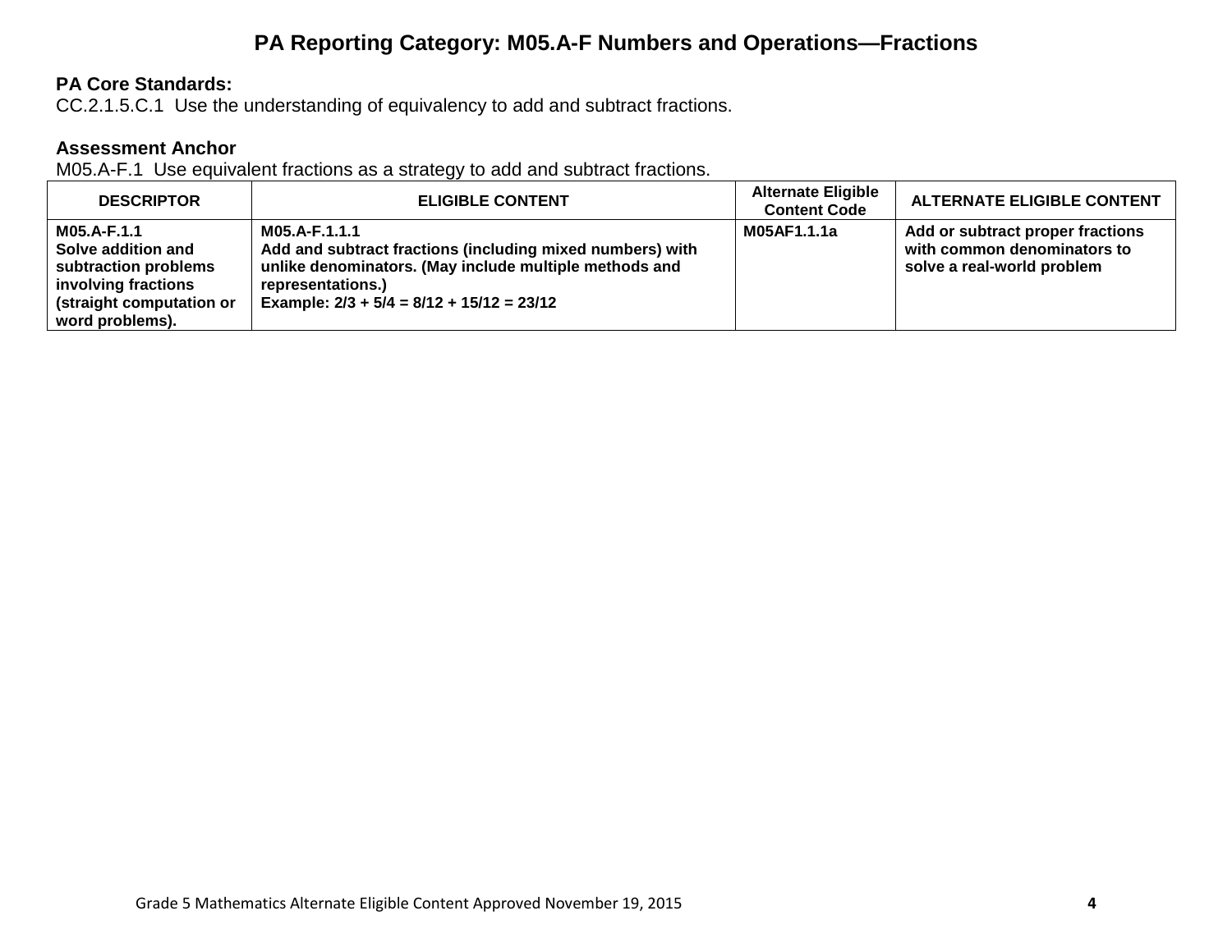# PA Reporting Category: M05.A-F Numbers and Operations—Fractions

**PA Core Standards:**
CC.2.1.5.C.1 Use the understanding of equivalency to add and subtract fractions.

**Assessment Anchor**
M05.A-F.1 Use equivalent fractions as a strategy to add and subtract fractions.

| DESCRIPTOR | ELIGIBLE CONTENT | Alternate Eligible Content Code | ALTERNATE ELIGIBLE CONTENT |
| --- | --- | --- | --- |
| **M05.A-F.1.1** **Solve addition and subtraction problems involving fractions (straight computation or word problems).** | **M05.A-F.1.1.1** **Add and subtract fractions (including mixed numbers) with unlike denominators. (May include multiple methods and representations.)** **Example: $2/3 + 5/4 = 8/12 + 15/12 = 23/12$** | **M05AF1.1.1a** | **Add or subtract proper fractions with common denominators to solve a real-world problem** |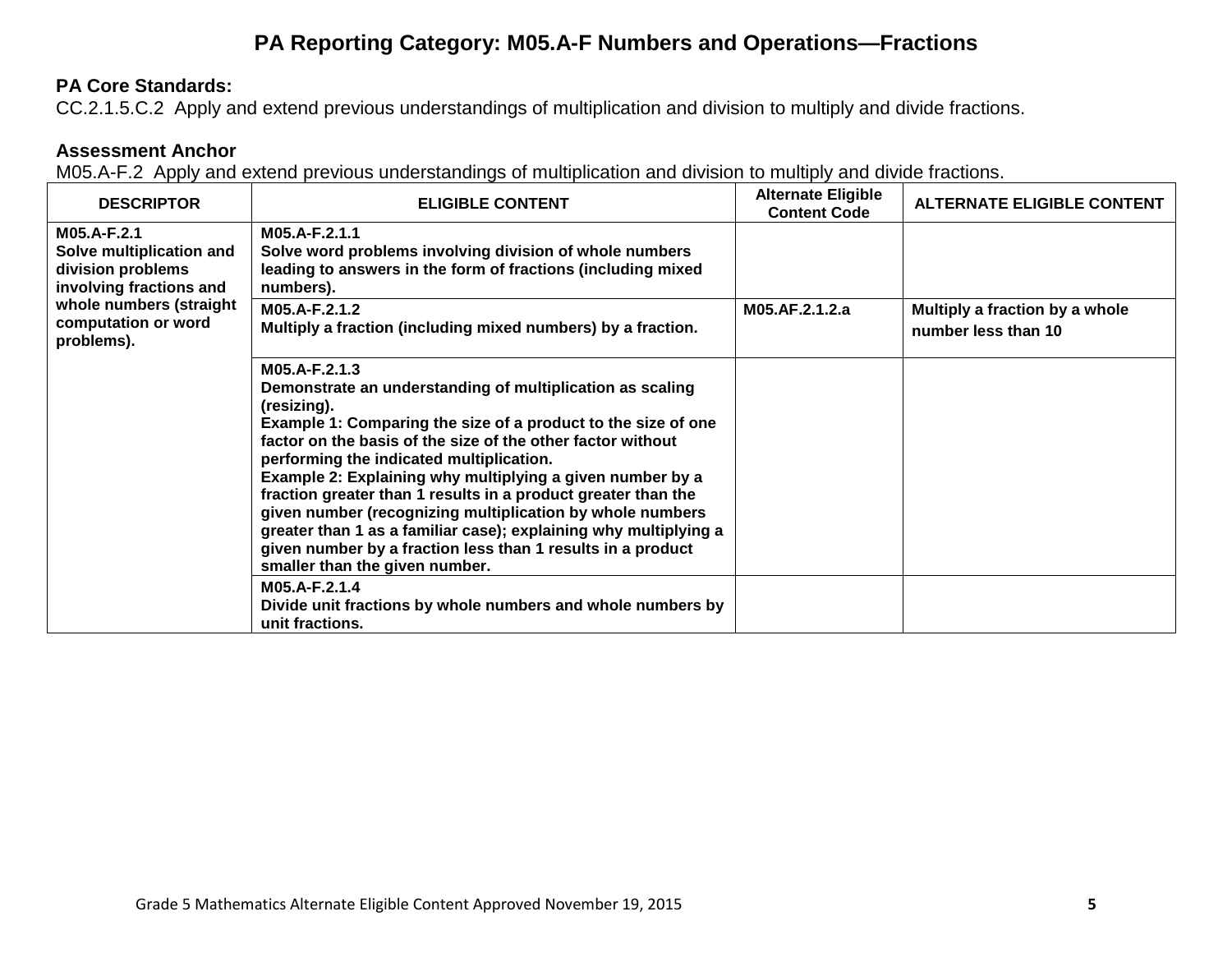# PA Reporting Category: M05.A-F Numbers and Operations—Fractions

**PA Core Standards:**
CC.2.1.5.C.2 Apply and extend previous understandings of multiplication and division to multiply and divide fractions.

**Assessment Anchor**
M05.A-F.2 Apply and extend previous understandings of multiplication and division to multiply and divide fractions.

| DESCRIPTOR | ELIGIBLE CONTENT | Alternate Eligible Content Code | ALTERNATE ELIGIBLE CONTENT |
|---|---|---|---|
| **M05.A-F.2.1 Solve multiplication and division problems involving fractions and whole numbers (straight computation or word problems).** | **M05.A-F.2.1.1 Solve word problems involving division of whole numbers leading to answers in the form of fractions (including mixed numbers).** | | |
| | **M05.A-F.2.1.2 Multiply a fraction (including mixed numbers) by a fraction.** | **M05.AF.2.1.2.a** | **Multiply a fraction by a whole number less than 10** |
| | **M05.A-F.2.1.3 Demonstrate an understanding of multiplication as scaling (resizing). Example 1: Comparing the size of a product to the size of one factor on the basis of the size of the other factor without performing the indicated multiplication. Example 2: Explaining why multiplying a given number by a fraction greater than 1 results in a product greater than the given number (recognizing multiplication by whole numbers greater than 1 as a familiar case); explaining why multiplying a given number by a fraction less than 1 results in a product smaller than the given number.** | | |
| | **M05.A-F.2.1.4 Divide unit fractions by whole numbers and whole numbers by unit fractions.** | | |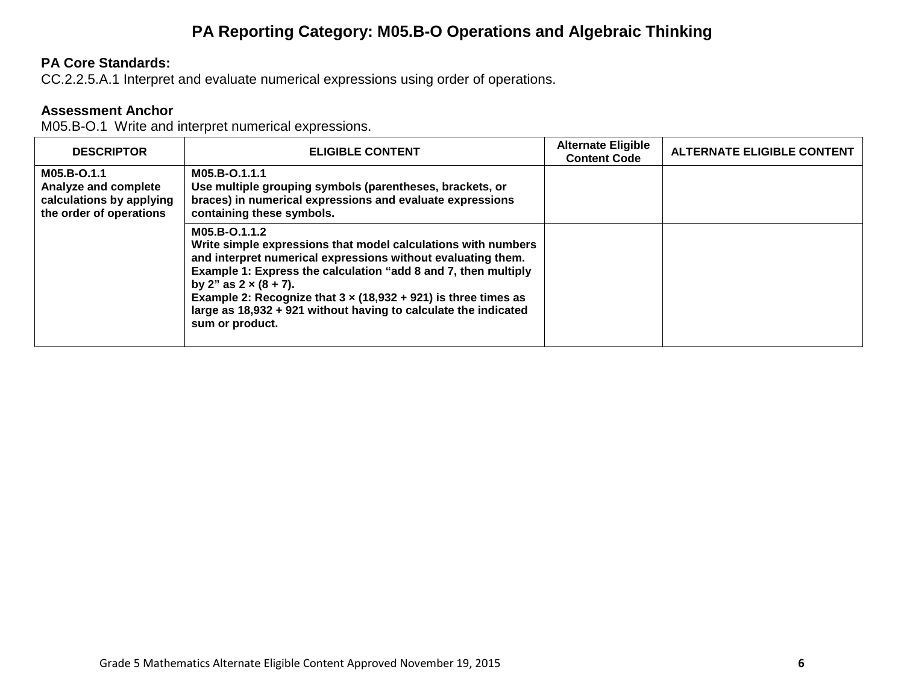# PA Reporting Category: M05.B-O Operations and Algebraic Thinking

**PA Core Standards:**
CC.2.2.5.A.1 Interpret and evaluate numerical expressions using order of operations.

**Assessment Anchor**
M05.B-O.1 Write and interpret numerical expressions.

| DESCRIPTOR | ELIGIBLE CONTENT | Alternate Eligible Content Code | ALTERNATE ELIGIBLE CONTENT |
|---|---|---|---|
| **M05.B-O.1.1** **Analyze and complete calculations by applying the order of operations** | **M05.B-O.1.1.1** **Use multiple grouping symbols (parentheses, brackets, or braces) in numerical expressions and evaluate expressions containing these symbols.** | | |
| | **M05.B-O.1.1.2** **Write simple expressions that model calculations with numbers and interpret numerical expressions without evaluating them.** **Example 1: Express the calculation "add 8 and 7, then multiply by 2" as 2 × (8 + 7).** **Example 2: Recognize that 3 × (18,932 + 921) is three times as large as 18,932 + 921 without having to calculate the indicated sum or product.** | | |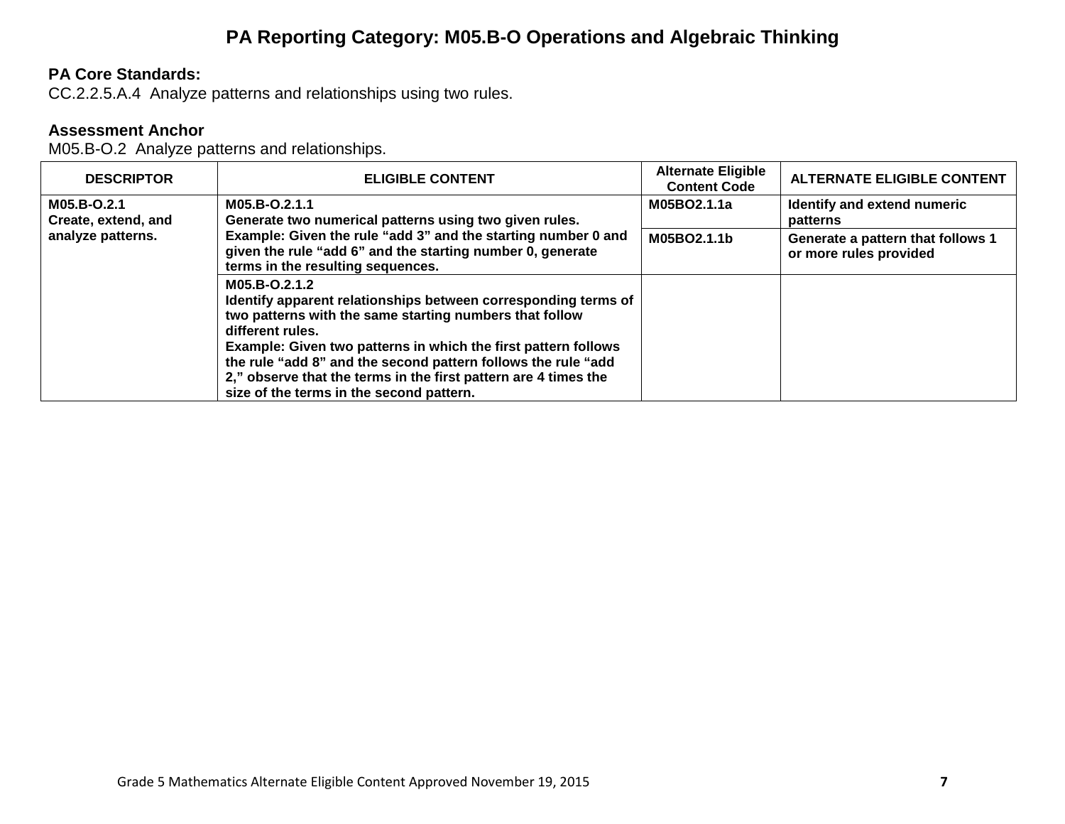# PA Reporting Category: M05.B-O Operations and Algebraic Thinking

**PA Core Standards:**
CC.2.2.5.A.4 Analyze patterns and relationships using two rules.

**Assessment Anchor**
M05.B-O.2 Analyze patterns and relationships.

| DESCRIPTOR | ELIGIBLE CONTENT | Alternate Eligible Content Code | ALTERNATE ELIGIBLE CONTENT |
|---|---|---|---|
| **M05.B-O.2.1 Create, extend, and analyze patterns.** | **M05.B-O.2.1.1 Generate two numerical patterns using two given rules. Example: Given the rule "add 3" and the starting number 0 and given the rule "add 6" and the starting number 0, generate terms in the resulting sequences.** | **M05BO2.1.1a** | **Identify and extend numeric patterns** |
| | | **M05BO2.1.1b** | **Generate a pattern that follows 1 or more rules provided** |
| | **M05.B-O.2.1.2 Identify apparent relationships between corresponding terms of two patterns with the same starting numbers that follow different rules. Example: Given two patterns in which the first pattern follows the rule "add 8" and the second pattern follows the rule "add 2," observe that the terms in the first pattern are 4 times the size of the terms in the second pattern.** | | |

Grade 5 Mathematics Alternate Eligible Content Approved November 19, 2015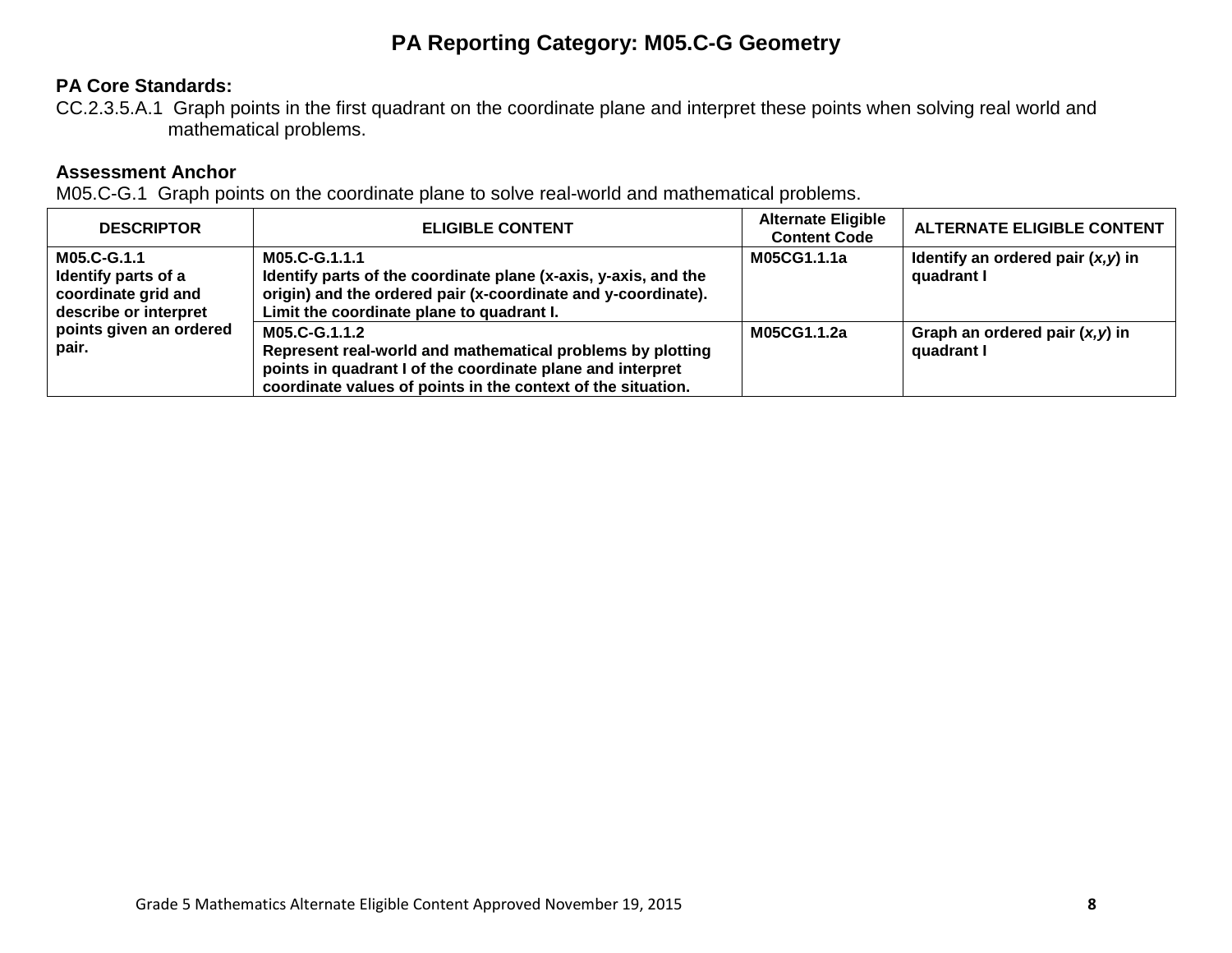# PA Reporting Category: M05.C-G Geometry

**PA Core Standards:**

CC.2.3.5.A.1 Graph points in the first quadrant on the coordinate plane and interpret these points when solving real world and mathematical problems.

**Assessment Anchor**

M05.C-G.1 Graph points on the coordinate plane to solve real-world and mathematical problems.

| DESCRIPTOR | ELIGIBLE CONTENT | Alternate Eligible Content Code | ALTERNATE ELIGIBLE CONTENT |
|---|---|---|---|
| **M05.C-G.1.1 Identify parts of a coordinate grid and describe or interpret points given an ordered pair.** | **M05.C-G.1.1.1 Identify parts of the coordinate plane (x-axis, y-axis, and the origin) and the ordered pair (x-coordinate and y-coordinate). Limit the coordinate plane to quadrant I.** | **M05CG1.1.1a** | **Identify an ordered pair (*x,y*) in quadrant I** |
| | **M05.C-G.1.1.2 Represent real-world and mathematical problems by plotting points in quadrant I of the coordinate plane and interpret coordinate values of points in the context of the situation.** | **M05CG1.1.2a** | **Graph an ordered pair (*x,y*) in quadrant I** |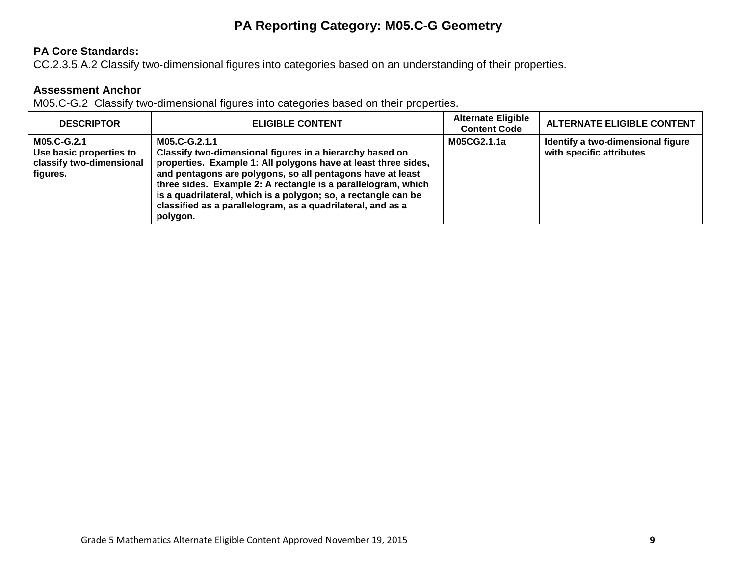# PA Reporting Category: M05.C-G Geometry

**PA Core Standards:**
CC.2.3.5.A.2 Classify two-dimensional figures into categories based on an understanding of their properties.

**Assessment Anchor**
M05.C-G.2 Classify two-dimensional figures into categories based on their properties.

| DESCRIPTOR | ELIGIBLE CONTENT | Alternate Eligible Content Code | ALTERNATE ELIGIBLE CONTENT |
|---|---|---|---|
| **M05.C-G.2.1**<br>**Use basic properties to classify two-dimensional figures.** | **M05.C-G.2.1.1**<br>**Classify two-dimensional figures in a hierarchy based on properties. Example 1: All polygons have at least three sides, and pentagons are polygons, so all pentagons have at least three sides. Example 2: A rectangle is a parallelogram, which is a quadrilateral, which is a polygon; so, a rectangle can be classified as a parallelogram, as a quadrilateral, and as a polygon.** | **M05CG2.1.1a** | **Identify a two-dimensional figure with specific attributes** |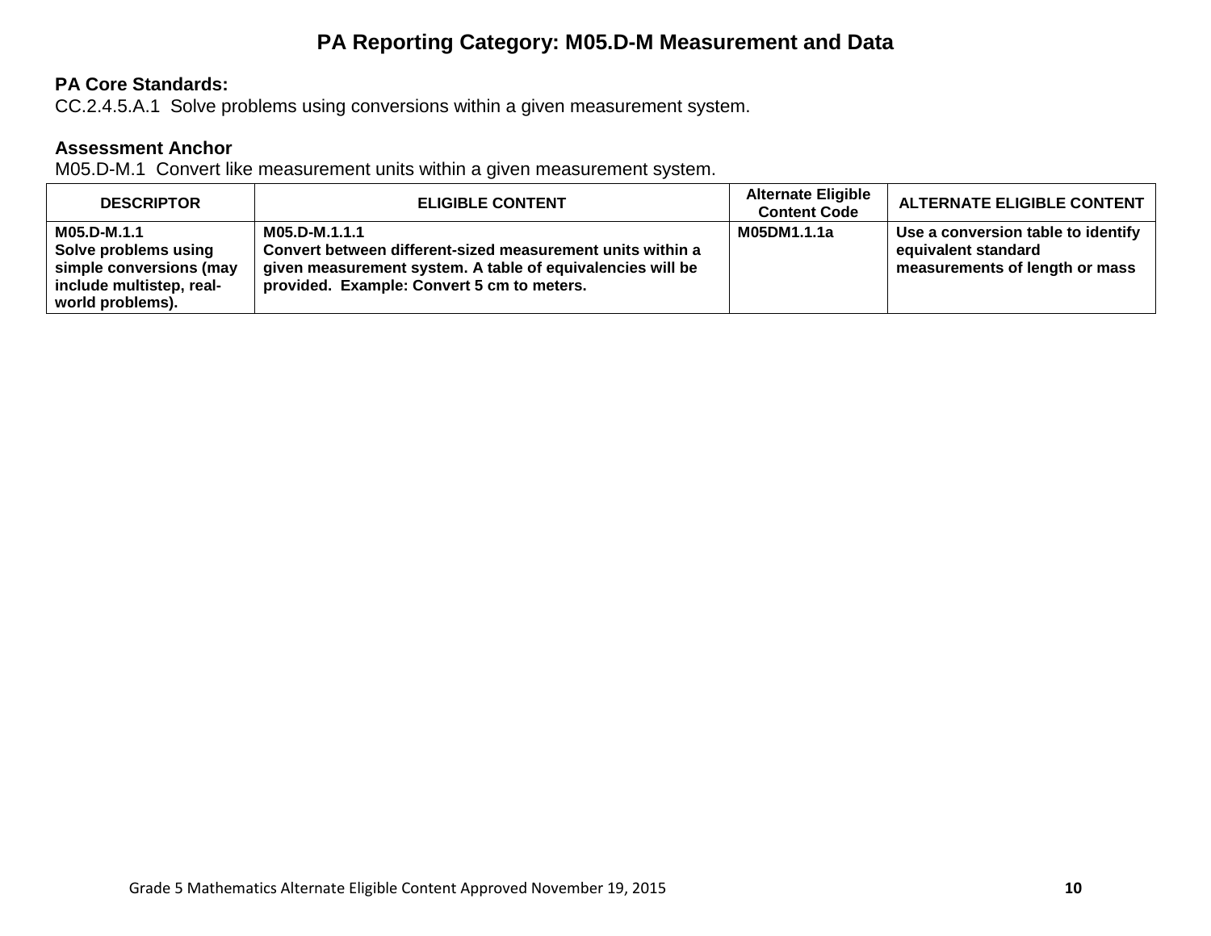# PA Reporting Category: M05.D-M Measurement and Data

**PA Core Standards:**
CC.2.4.5.A.1 Solve problems using conversions within a given measurement system.

**Assessment Anchor**
M05.D-M.1 Convert like measurement units within a given measurement system.

| DESCRIPTOR | ELIGIBLE CONTENT | Alternate Eligible Content Code | ALTERNATE ELIGIBLE CONTENT |
|---|---|---|---|
| **M05.D-M.1.1** **Solve problems using simple conversions (may include multistep, real-world problems).** | **M05.D-M.1.1.1** **Convert between different-sized measurement units within a given measurement system. A table of equivalencies will be provided. Example: Convert 5 cm to meters.** | **M05DM1.1.1a** | **Use a conversion table to identify equivalent standard measurements of length or mass** |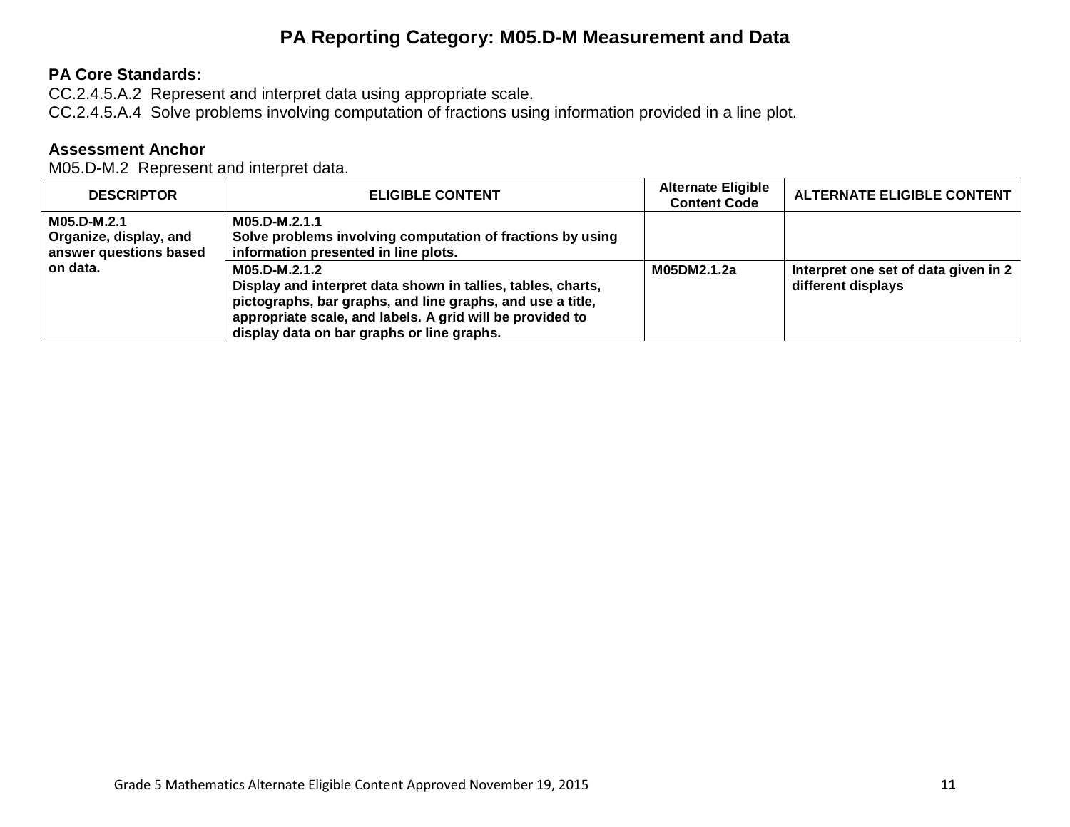# PA Reporting Category: M05.D-M Measurement and Data

**PA Core Standards:**

CC.2.4.5.A.2 Represent and interpret data using appropriate scale.
CC.2.4.5.A.4 Solve problems involving computation of fractions using information provided in a line plot.

**Assessment Anchor**

M05.D-M.2 Represent and interpret data.

| DESCRIPTOR | ELIGIBLE CONTENT | Alternate Eligible Content Code | ALTERNATE ELIGIBLE CONTENT |
|---|---|---|---|
| **M05.D-M.2.1 Organize, display, and answer questions based on data.** | **M05.D-M.2.1.1 Solve problems involving computation of fractions by using information presented in line plots.** | | |
| | **M05.D-M.2.1.2 Display and interpret data shown in tallies, tables, charts, pictographs, bar graphs, and line graphs, and use a title, appropriate scale, and labels. A grid will be provided to display data on bar graphs or line graphs.** | **M05DM2.1.2a** | **Interpret one set of data given in 2 different displays** |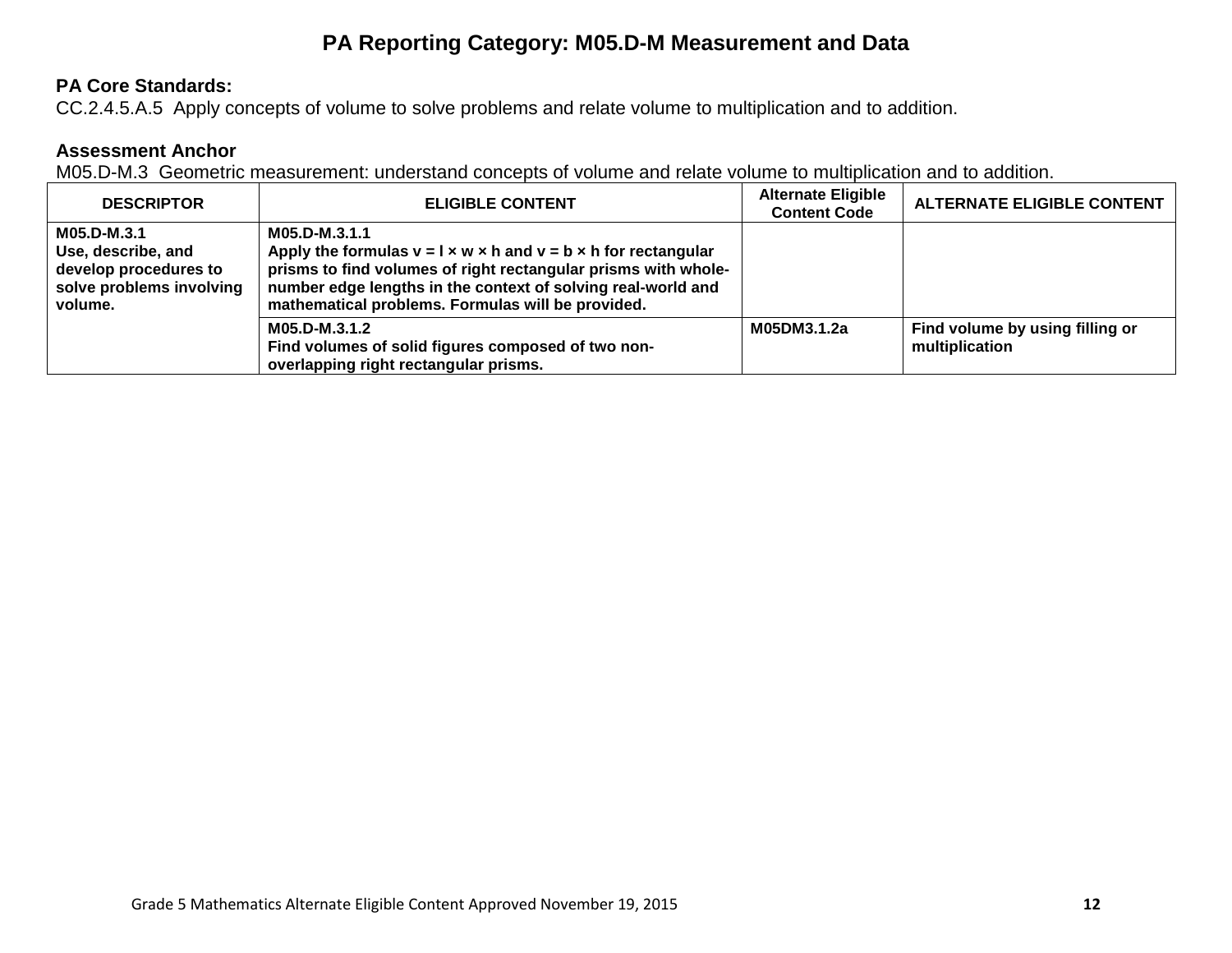# PA Reporting Category: M05.D-M Measurement and Data

**PA Core Standards:**
CC.2.4.5.A.5 Apply concepts of volume to solve problems and relate volume to multiplication and to addition.

**Assessment Anchor**
M05.D-M.3 Geometric measurement: understand concepts of volume and relate volume to multiplication and to addition.

| DESCRIPTOR | ELIGIBLE CONTENT | Alternate Eligible Content Code | ALTERNATE ELIGIBLE CONTENT |
|---|---|---|---|
| **M05.D-M.3.1** **Use, describe, and develop procedures to solve problems involving volume.** | **M05.D-M.3.1.1** **Apply the formulas $v = l \times w \times h$ and $v = b \times h$ for rectangular prisms to find volumes of right rectangular prisms with whole-number edge lengths in the context of solving real-world and mathematical problems. Formulas will be provided.** | | |
| | **M05.D-M.3.1.2** **Find volumes of solid figures composed of two non-overlapping right rectangular prisms.** | **M05DM3.1.2a** | **Find volume by using filling or multiplication** |